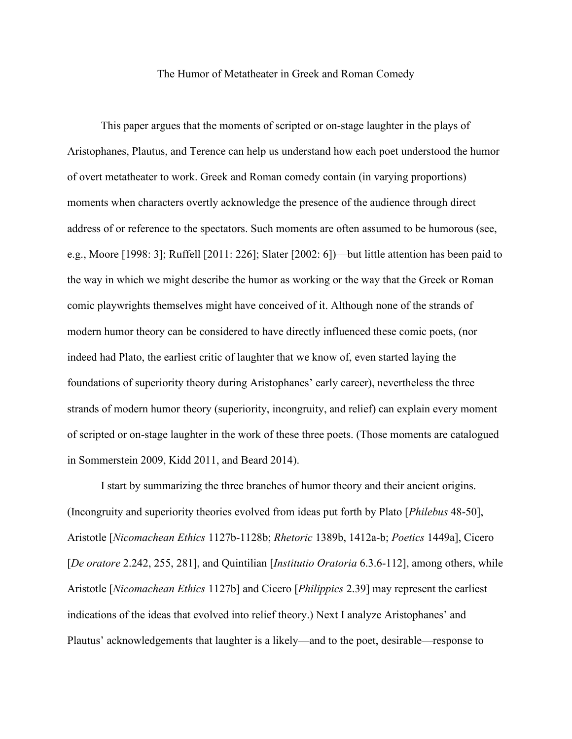# The Humor of Metatheater in Greek and Roman Comedy

This paper argues that the moments of scripted or on-stage laughter in the plays of Aristophanes, Plautus, and Terence can help us understand how each poet understood the humor of overt metatheater to work. Greek and Roman comedy contain (in varying proportions) moments when characters overtly acknowledge the presence of the audience through direct address of or reference to the spectators. Such moments are often assumed to be humorous (see, e.g., Moore [1998: 3]; Ruffell [2011: 226]; Slater [2002: 6])—but little attention has been paid to the way in which we might describe the humor as working or the way that the Greek or Roman comic playwrights themselves might have conceived of it. Although none of the strands of modern humor theory can be considered to have directly influenced these comic poets, (nor indeed had Plato, the earliest critic of laughter that we know of, even started laying the foundations of superiority theory during Aristophanes' early career), nevertheless the three strands of modern humor theory (superiority, incongruity, and relief) can explain every moment of scripted or on-stage laughter in the work of these three poets. (Those moments are catalogued in Sommerstein 2009, Kidd 2011, and Beard 2014).

I start by summarizing the three branches of humor theory and their ancient origins. (Incongruity and superiority theories evolved from ideas put forth by Plato [*Philebus* 48-50], Aristotle [*Nicomachean Ethics* 1127b-1128b; *Rhetoric* 1389b, 1412a-b; *Poetics* 1449a], Cicero [*De oratore* 2.242, 255, 281], and Quintilian [*Institutio Oratoria* 6.3.6-112], among others, while Aristotle [*Nicomachean Ethics* 1127b] and Cicero [*Philippics* 2.39] may represent the earliest indications of the ideas that evolved into relief theory.) Next I analyze Aristophanes' and Plautus' acknowledgements that laughter is a likely—and to the poet, desirable—response to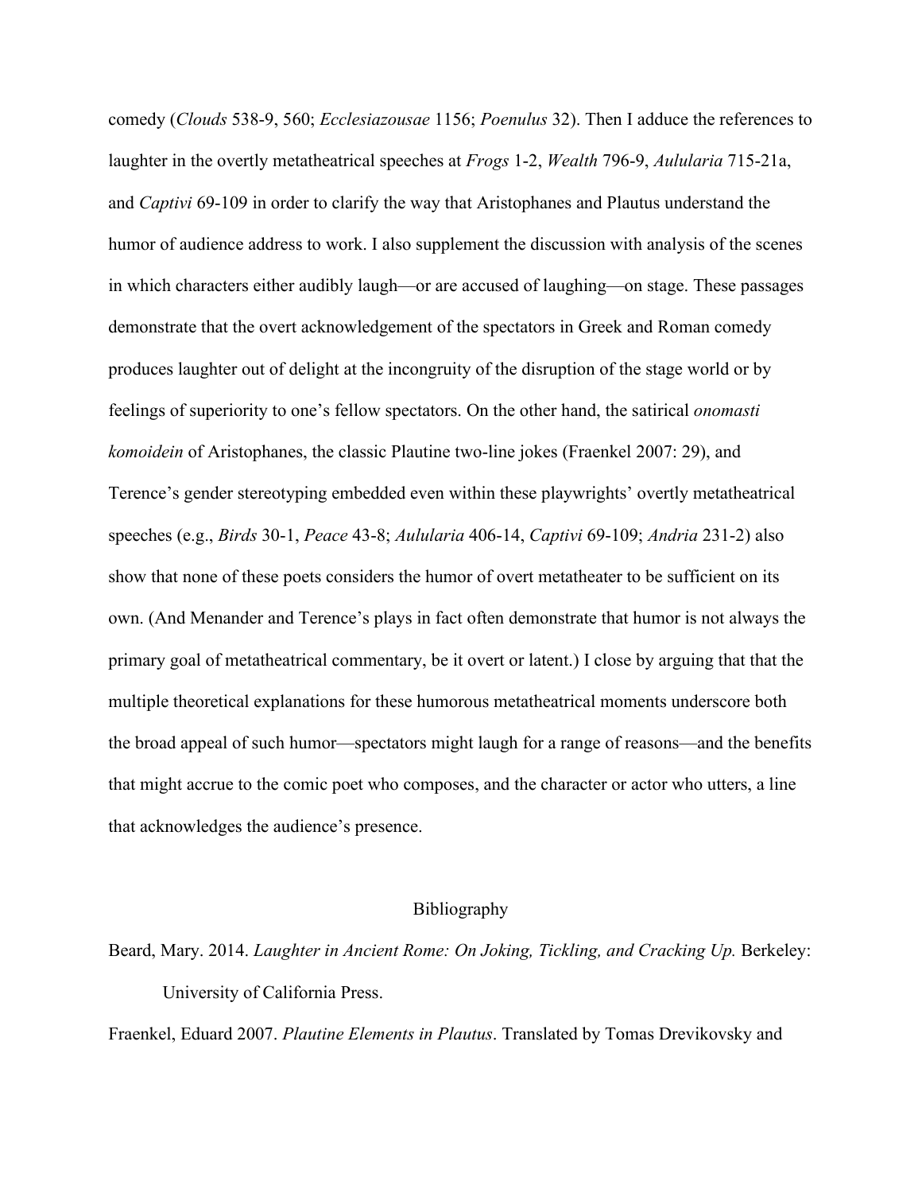comedy (*Clouds* 538-9, 560; *Ecclesiazousae* 1156; *Poenulus* 32). Then I adduce the references to laughter in the overtly metatheatrical speeches at *Frogs* 1-2, *Wealth* 796-9, *Aulularia* 715-21a, and *Captivi* 69-109 in order to clarify the way that Aristophanes and Plautus understand the humor of audience address to work. I also supplement the discussion with analysis of the scenes in which characters either audibly laugh—or are accused of laughing—on stage. These passages demonstrate that the overt acknowledgement of the spectators in Greek and Roman comedy produces laughter out of delight at the incongruity of the disruption of the stage world or by feelings of superiority to one's fellow spectators. On the other hand, the satirical *onomasti komoidein* of Aristophanes, the classic Plautine two-line jokes (Fraenkel 2007: 29), and Terence's gender stereotyping embedded even within these playwrights' overtly metatheatrical speeches (e.g., *Birds* 30-1, *Peace* 43-8; *Aulularia* 406-14, *Captivi* 69-109; *Andria* 231-2) also show that none of these poets considers the humor of overt metatheater to be sufficient on its own. (And Menander and Terence's plays in fact often demonstrate that humor is not always the primary goal of metatheatrical commentary, be it overt or latent.) I close by arguing that that the multiple theoretical explanations for these humorous metatheatrical moments underscore both the broad appeal of such humor—spectators might laugh for a range of reasons—and the benefits that might accrue to the comic poet who composes, and the character or actor who utters, a line that acknowledges the audience's presence.

## Bibliography

Beard, Mary. 2014. *Laughter in Ancient Rome: On Joking, Tickling, and Cracking Up.* Berkeley: University of California Press.

Fraenkel, Eduard 2007. *Plautine Elements in Plautus*. Translated by Tomas Drevikovsky and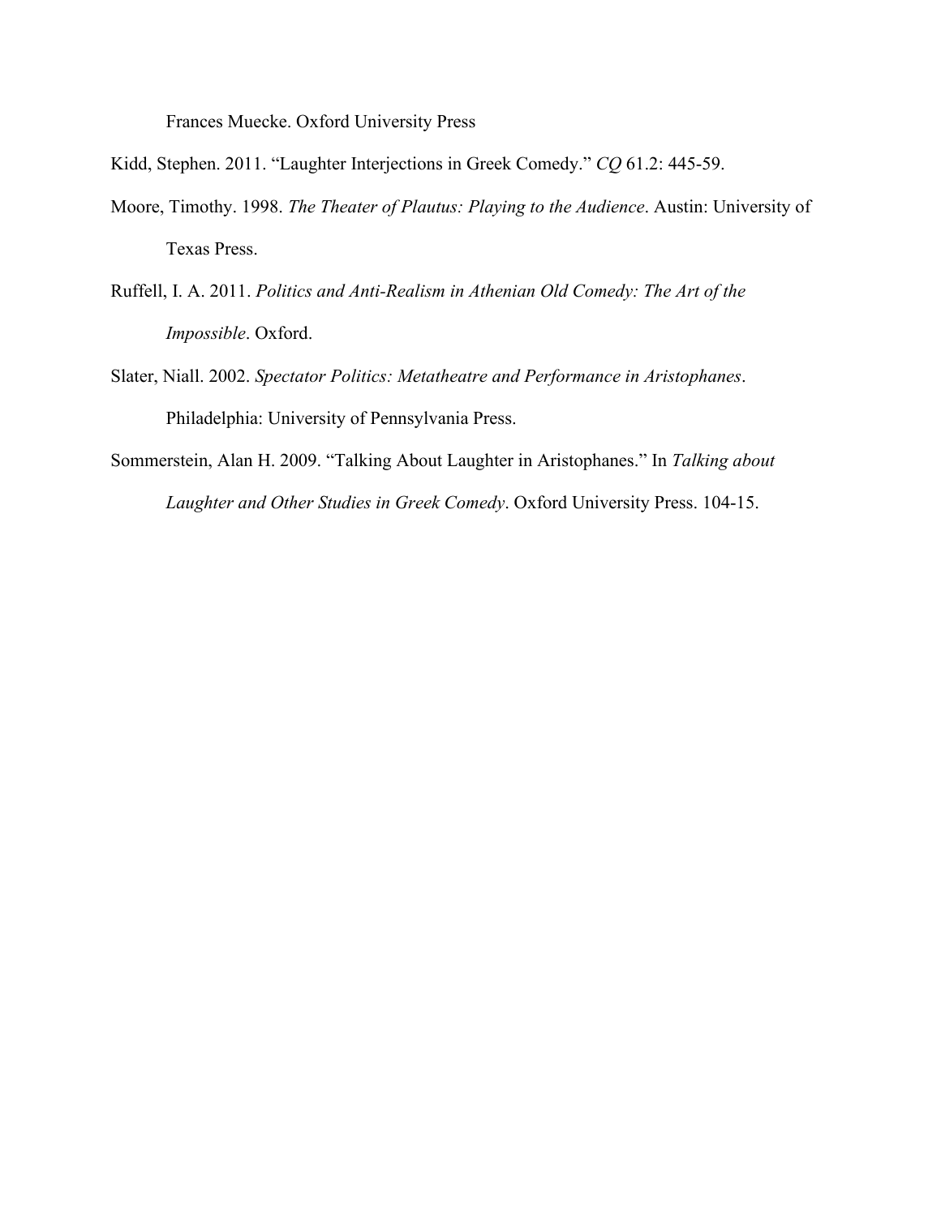Frances Muecke. Oxford University Press

Kidd, Stephen. 2011. "Laughter Interjections in Greek Comedy." *CQ* 61.2: 445-59.

Moore, Timothy. 1998. *The Theater of Plautus: Playing to the Audience*. Austin: University of Texas Press.

Ruffell, I. A. 2011. *Politics and Anti-Realism in Athenian Old Comedy: The Art of the Impossible*. Oxford.

Slater, Niall. 2002. *Spectator Politics: Metatheatre and Performance in Aristophanes*. Philadelphia: University of Pennsylvania Press.

Sommerstein, Alan H. 2009. "Talking About Laughter in Aristophanes." In *Talking about Laughter and Other Studies in Greek Comedy*. Oxford University Press. 104-15.